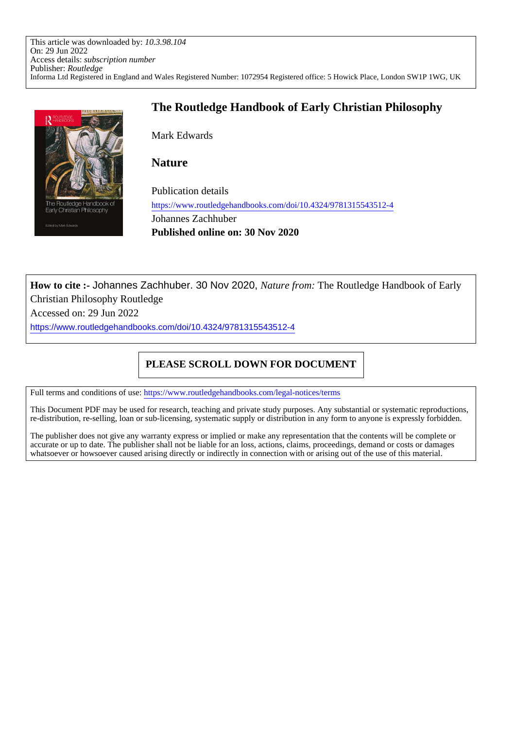This article was downloaded by: *10.3.98.104*
On: 29 Jun 2022
Access details: *subscription number*
Publisher: *Routledge*
Informa Ltd Registered in England and Wales Registered Number: 1072954 Registered office: 5 Howick Place, London SW1P 1WG, UK

# The Routledge Handbook of Early Christian Philosophy

Mark Edwards

## Nature

Publication details
https://www.routledgehandbooks.com/doi/10.4324/9781315543512-4
Johannes Zachhuber
**Published online on: 30 Nov 2020**

**How to cite :-** Johannes Zachhuber. 30 Nov 2020, *Nature from:* The Routledge Handbook of Early Christian Philosophy Routledge
Accessed on: 29 Jun 2022
https://www.routledgehandbooks.com/doi/10.4324/9781315543512-4

**PLEASE SCROLL DOWN FOR DOCUMENT**

Full terms and conditions of use: https://www.routledgehandbooks.com/legal-notices/terms

This Document PDF may be used for research, teaching and private study purposes. Any substantial or systematic reproductions, re-distribution, re-selling, loan or sub-licensing, systematic supply or distribution in any form to anyone is expressly forbidden.

The publisher does not give any warranty express or implied or make any representation that the contents will be complete or accurate or up to date. The publisher shall not be liable for an loss, actions, claims, proceedings, demand or costs or damages whatsoever or howsoever caused arising directly or indirectly in connection with or arising out of the use of this material.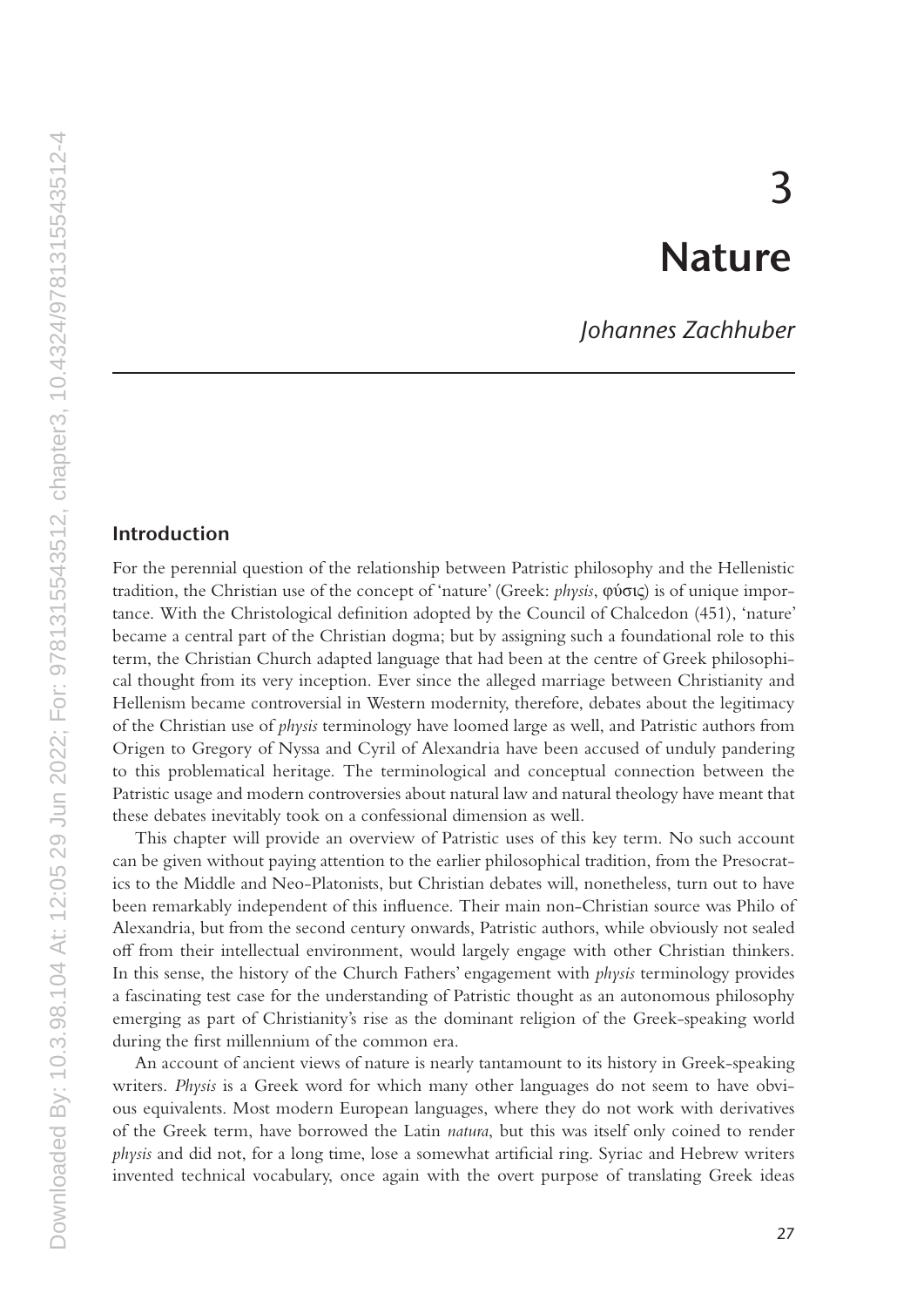# 3

# Nature

*Johannes Zachhuber*

## Introduction

For the perennial question of the relationship between Patristic philosophy and the Hellenistic tradition, the Christian use of the concept of 'nature' (Greek: *physis*, φύσις) is of unique importance. With the Christological definition adopted by the Council of Chalcedon (451), 'nature' became a central part of the Christian dogma; but by assigning such a foundational role to this term, the Christian Church adapted language that had been at the centre of Greek philosophical thought from its very inception. Ever since the alleged marriage between Christianity and Hellenism became controversial in Western modernity, therefore, debates about the legitimacy of the Christian use of *physis* terminology have loomed large as well, and Patristic authors from Origen to Gregory of Nyssa and Cyril of Alexandria have been accused of unduly pandering to this problematical heritage. The terminological and conceptual connection between the Patristic usage and modern controversies about natural law and natural theology have meant that these debates inevitably took on a confessional dimension as well.

This chapter will provide an overview of Patristic uses of this key term. No such account can be given without paying attention to the earlier philosophical tradition, from the Presocratics to the Middle and Neo-Platonists, but Christian debates will, nonetheless, turn out to have been remarkably independent of this influence. Their main non-Christian source was Philo of Alexandria, but from the second century onwards, Patristic authors, while obviously not sealed off from their intellectual environment, would largely engage with other Christian thinkers. In this sense, the history of the Church Fathers' engagement with *physis* terminology provides a fascinating test case for the understanding of Patristic thought as an autonomous philosophy emerging as part of Christianity's rise as the dominant religion of the Greek-speaking world during the first millennium of the common era.

An account of ancient views of nature is nearly tantamount to its history in Greek-speaking writers. *Physis* is a Greek word for which many other languages do not seem to have obvious equivalents. Most modern European languages, where they do not work with derivatives of the Greek term, have borrowed the Latin *natura*, but this was itself only coined to render *physis* and did not, for a long time, lose a somewhat artificial ring. Syriac and Hebrew writers invented technical vocabulary, once again with the overt purpose of translating Greek ideas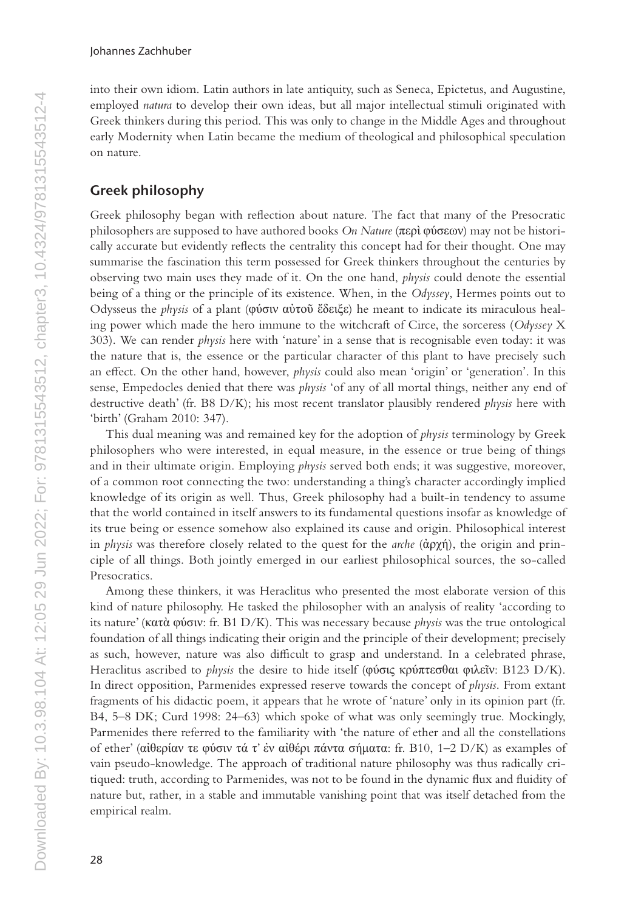into their own idiom. Latin authors in late antiquity, such as Seneca, Epictetus, and Augustine, employed *natura* to develop their own ideas, but all major intellectual stimuli originated with Greek thinkers during this period. This was only to change in the Middle Ages and throughout early Modernity when Latin became the medium of theological and philosophical speculation on nature.

## Greek philosophy

Greek philosophy began with reflection about nature. The fact that many of the Presocratic philosophers are supposed to have authored books *On Nature* (περὶ φύσεων) may not be historically accurate but evidently reflects the centrality this concept had for their thought. One may summarise the fascination this term possessed for Greek thinkers throughout the centuries by observing two main uses they made of it. On the one hand, *physis* could denote the essential being of a thing or the principle of its existence. When, in the *Odyssey*, Hermes points out to Odysseus the *physis* of a plant (φύσιν αὐτοῦ ἔδειξε) he meant to indicate its miraculous healing power which made the hero immune to the witchcraft of Circe, the sorceress (*Odyssey* X 303). We can render *physis* here with 'nature' in a sense that is recognisable even today: it was the nature that is, the essence or the particular character of this plant to have precisely such an effect. On the other hand, however, *physis* could also mean 'origin' or 'generation'. In this sense, Empedocles denied that there was *physis* 'of any of all mortal things, neither any end of destructive death' (fr. B8 D/K); his most recent translator plausibly rendered *physis* here with 'birth' (Graham 2010: 347).

This dual meaning was and remained key for the adoption of *physis* terminology by Greek philosophers who were interested, in equal measure, in the essence or true being of things and in their ultimate origin. Employing *physis* served both ends; it was suggestive, moreover, of a common root connecting the two: understanding a thing's character accordingly implied knowledge of its origin as well. Thus, Greek philosophy had a built-in tendency to assume that the world contained in itself answers to its fundamental questions insofar as knowledge of its true being or essence somehow also explained its cause and origin. Philosophical interest in *physis* was therefore closely related to the quest for the *arche* (ἀρχή), the origin and principle of all things. Both jointly emerged in our earliest philosophical sources, the so-called Presocratics.

Among these thinkers, it was Heraclitus who presented the most elaborate version of this kind of nature philosophy. He tasked the philosopher with an analysis of reality 'according to its nature' (κατὰ φύσιν: fr. B1 D/K). This was necessary because *physis* was the true ontological foundation of all things indicating their origin and the principle of their development; precisely as such, however, nature was also difficult to grasp and understand. In a celebrated phrase, Heraclitus ascribed to *physis* the desire to hide itself (φύσις κρύπτεσθαι φιλεῖν: B123 D/K). In direct opposition, Parmenides expressed reserve towards the concept of *physis*. From extant fragments of his didactic poem, it appears that he wrote of 'nature' only in its opinion part (fr. B4, 5–8 DK; Curd 1998: 24–63) which spoke of what was only seemingly true. Mockingly, Parmenides there referred to the familiarity with 'the nature of ether and all the constellations of ether' (αἰθερίαν τε φύσιν τά τ' ἐν αἰθέρι πάντα σήματα: fr. B10, 1–2 D/K) as examples of vain pseudo-knowledge. The approach of traditional nature philosophy was thus radically critiqued: truth, according to Parmenides, was not to be found in the dynamic flux and fluidity of nature but, rather, in a stable and immutable vanishing point that was itself detached from the empirical realm.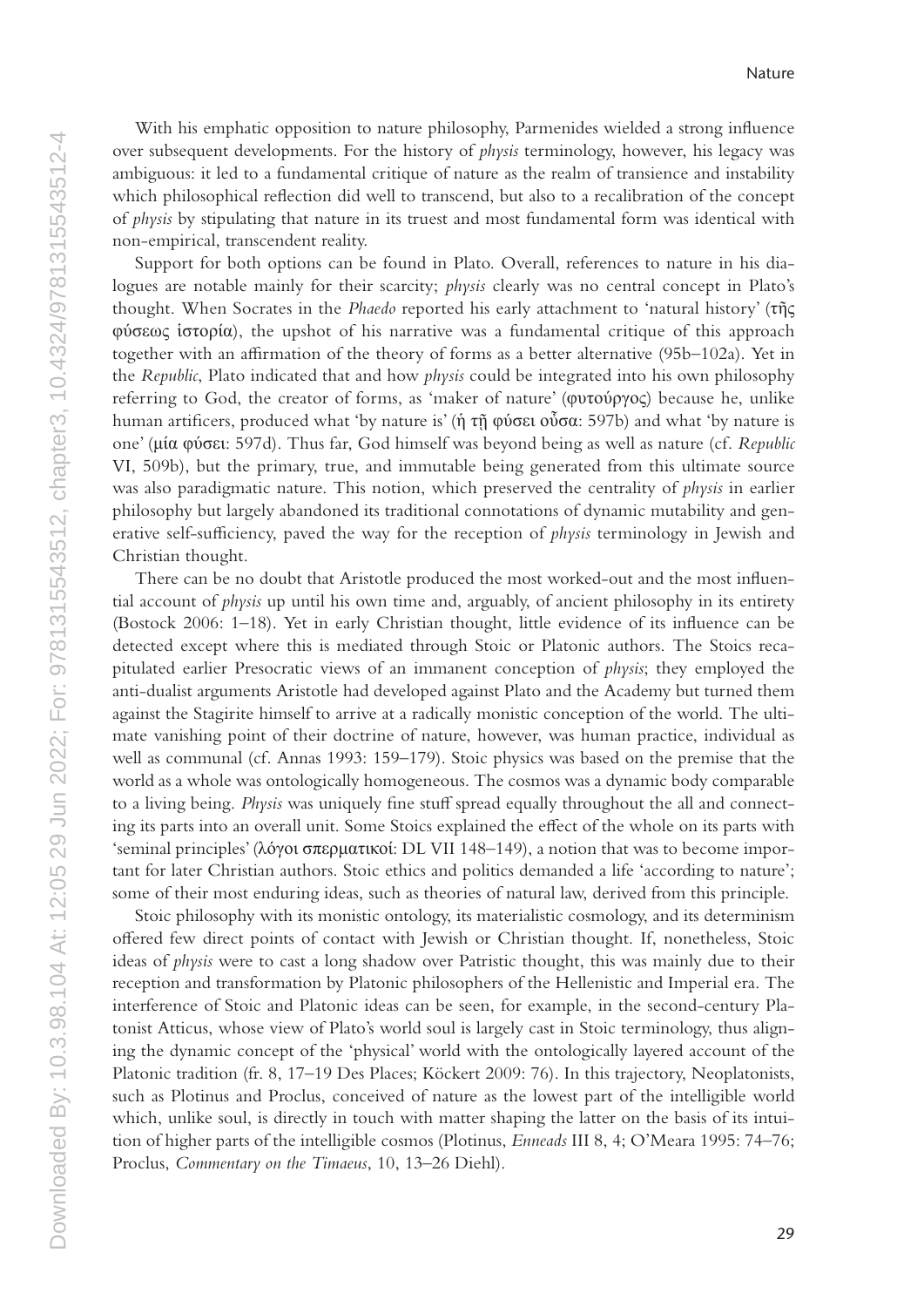With his emphatic opposition to nature philosophy, Parmenides wielded a strong influence over subsequent developments. For the history of *physis* terminology, however, his legacy was ambiguous: it led to a fundamental critique of nature as the realm of transience and instability which philosophical reflection did well to transcend, but also to a recalibration of the concept of *physis* by stipulating that nature in its truest and most fundamental form was identical with non-empirical, transcendent reality.

Support for both options can be found in Plato. Overall, references to nature in his dialogues are notable mainly for their scarcity; *physis* clearly was no central concept in Plato's thought. When Socrates in the *Phaedo* reported his early attachment to 'natural history' (τῆς φύσεως ἱστορία), the upshot of his narrative was a fundamental critique of this approach together with an affirmation of the theory of forms as a better alternative (95b–102a). Yet in the *Republic*, Plato indicated that and how *physis* could be integrated into his own philosophy referring to God, the creator of forms, as 'maker of nature' (φυτούργος) because he, unlike human artificers, produced what 'by nature is' (ἡ τῇ φύσει οὖσα: 597b) and what 'by nature is one' (μία φύσει: 597d). Thus far, God himself was beyond being as well as nature (cf. *Republic* VI, 509b), but the primary, true, and immutable being generated from this ultimate source was also paradigmatic nature. This notion, which preserved the centrality of *physis* in earlier philosophy but largely abandoned its traditional connotations of dynamic mutability and generative self-sufficiency, paved the way for the reception of *physis* terminology in Jewish and Christian thought.

There can be no doubt that Aristotle produced the most worked-out and the most influential account of *physis* up until his own time and, arguably, of ancient philosophy in its entirety (Bostock 2006: 1–18). Yet in early Christian thought, little evidence of its influence can be detected except where this is mediated through Stoic or Platonic authors. The Stoics recapitulated earlier Presocratic views of an immanent conception of *physis*; they employed the anti-dualist arguments Aristotle had developed against Plato and the Academy but turned them against the Stagirite himself to arrive at a radically monistic conception of the world. The ultimate vanishing point of their doctrine of nature, however, was human practice, individual as well as communal (cf. Annas 1993: 159–179). Stoic physics was based on the premise that the world as a whole was ontologically homogeneous. The cosmos was a dynamic body comparable to a living being. *Physis* was uniquely fine stuff spread equally throughout the all and connecting its parts into an overall unit. Some Stoics explained the effect of the whole on its parts with 'seminal principles' (λόγοι σπερματικοί: DL VII 148–149), a notion that was to become important for later Christian authors. Stoic ethics and politics demanded a life 'according to nature'; some of their most enduring ideas, such as theories of natural law, derived from this principle.

Stoic philosophy with its monistic ontology, its materialistic cosmology, and its determinism offered few direct points of contact with Jewish or Christian thought. If, nonetheless, Stoic ideas of *physis* were to cast a long shadow over Patristic thought, this was mainly due to their reception and transformation by Platonic philosophers of the Hellenistic and Imperial era. The interference of Stoic and Platonic ideas can be seen, for example, in the second-century Platonist Atticus, whose view of Plato's world soul is largely cast in Stoic terminology, thus aligning the dynamic concept of the 'physical' world with the ontologically layered account of the Platonic tradition (fr. 8, 17–19 Des Places; Köckert 2009: 76). In this trajectory, Neoplatonists, such as Plotinus and Proclus, conceived of nature as the lowest part of the intelligible world which, unlike soul, is directly in touch with matter shaping the latter on the basis of its intuition of higher parts of the intelligible cosmos (Plotinus, *Enneads* III 8, 4; O'Meara 1995: 74–76; Proclus, *Commentary on the Timaeus*, 10, 13–26 Diehl).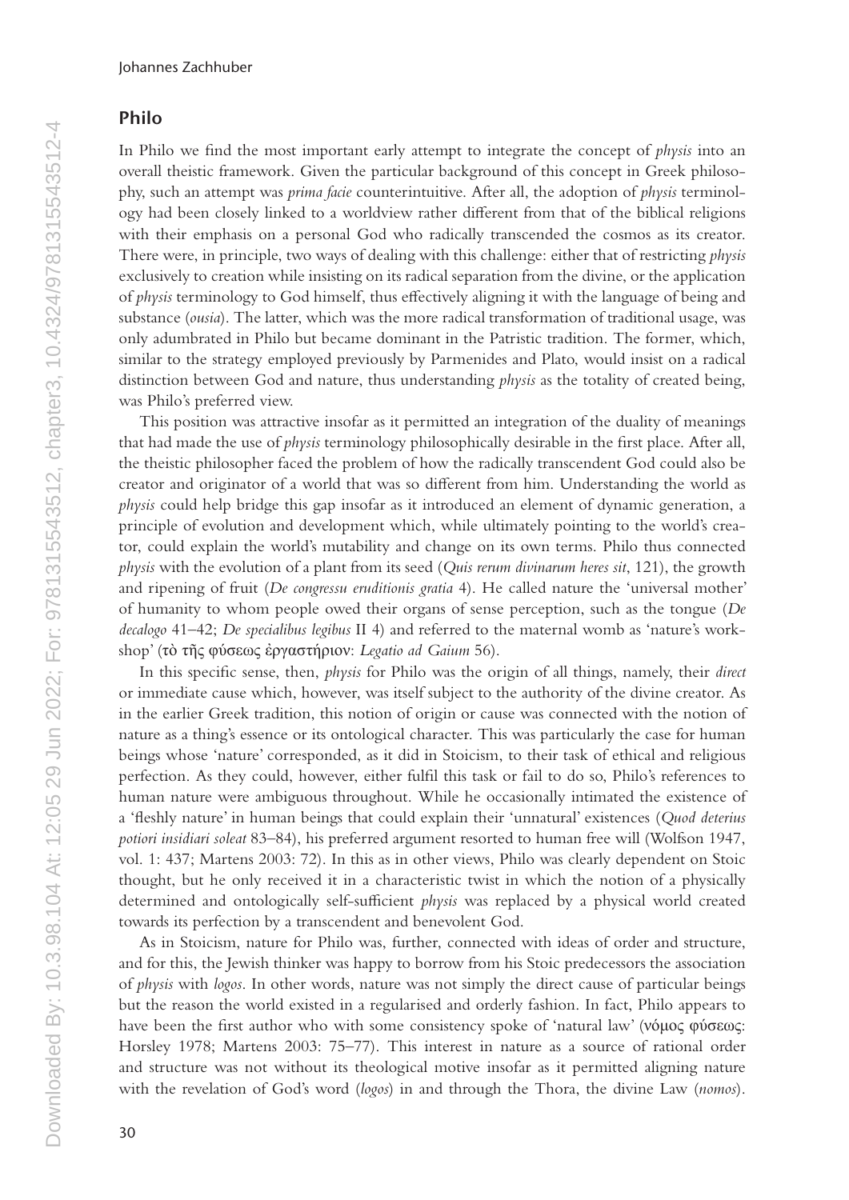## Philo

In Philo we find the most important early attempt to integrate the concept of *physis* into an overall theistic framework. Given the particular background of this concept in Greek philosophy, such an attempt was *prima facie* counterintuitive. After all, the adoption of *physis* terminology had been closely linked to a worldview rather different from that of the biblical religions with their emphasis on a personal God who radically transcended the cosmos as its creator. There were, in principle, two ways of dealing with this challenge: either that of restricting *physis* exclusively to creation while insisting on its radical separation from the divine, or the application of *physis* terminology to God himself, thus effectively aligning it with the language of being and substance (*ousia*). The latter, which was the more radical transformation of traditional usage, was only adumbrated in Philo but became dominant in the Patristic tradition. The former, which, similar to the strategy employed previously by Parmenides and Plato, would insist on a radical distinction between God and nature, thus understanding *physis* as the totality of created being, was Philo's preferred view.

This position was attractive insofar as it permitted an integration of the duality of meanings that had made the use of *physis* terminology philosophically desirable in the first place. After all, the theistic philosopher faced the problem of how the radically transcendent God could also be creator and originator of a world that was so different from him. Understanding the world as *physis* could help bridge this gap insofar as it introduced an element of dynamic generation, a principle of evolution and development which, while ultimately pointing to the world's creator, could explain the world's mutability and change on its own terms. Philo thus connected *physis* with the evolution of a plant from its seed (*Quis rerum divinarum heres sit*, 121), the growth and ripening of fruit (*De congressu eruditionis gratia* 4). He called nature the 'universal mother' of humanity to whom people owed their organs of sense perception, such as the tongue (*De decalogo* 41–42; *De specialibus legibus* II 4) and referred to the maternal womb as 'nature's workshop' (τὸ τῆς φύσεως ἐργαστήριον: *Legatio ad Gaium* 56).

In this specific sense, then, *physis* for Philo was the origin of all things, namely, their *direct* or immediate cause which, however, was itself subject to the authority of the divine creator. As in the earlier Greek tradition, this notion of origin or cause was connected with the notion of nature as a thing's essence or its ontological character. This was particularly the case for human beings whose 'nature' corresponded, as it did in Stoicism, to their task of ethical and religious perfection. As they could, however, either fulfil this task or fail to do so, Philo's references to human nature were ambiguous throughout. While he occasionally intimated the existence of a 'fleshly nature' in human beings that could explain their 'unnatural' existences (*Quod deterius potiori insidiari soleat* 83–84), his preferred argument resorted to human free will (Wolfson 1947, vol. 1: 437; Martens 2003: 72). In this as in other views, Philo was clearly dependent on Stoic thought, but he only received it in a characteristic twist in which the notion of a physically determined and ontologically self-sufficient *physis* was replaced by a physical world created towards its perfection by a transcendent and benevolent God.

As in Stoicism, nature for Philo was, further, connected with ideas of order and structure, and for this, the Jewish thinker was happy to borrow from his Stoic predecessors the association of *physis* with *logos*. In other words, nature was not simply the direct cause of particular beings but the reason the world existed in a regularised and orderly fashion. In fact, Philo appears to have been the first author who with some consistency spoke of 'natural law' (νόμος φύσεως: Horsley 1978; Martens 2003: 75–77). This interest in nature as a source of rational order and structure was not without its theological motive insofar as it permitted aligning nature with the revelation of God's word (*logos*) in and through the Thora, the divine Law (*nomos*).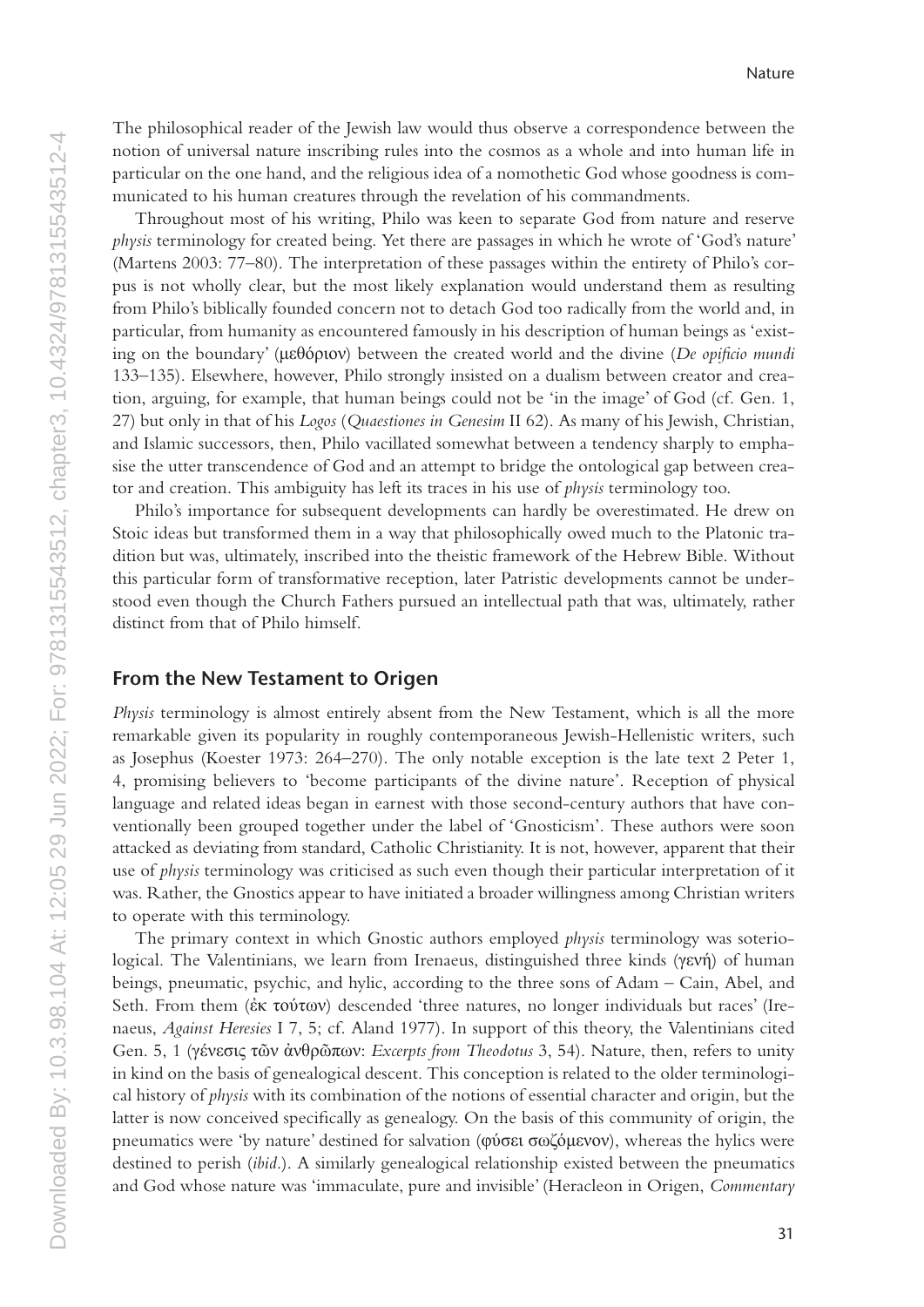The philosophical reader of the Jewish law would thus observe a correspondence between the notion of universal nature inscribing rules into the cosmos as a whole and into human life in particular on the one hand, and the religious idea of a nomothetic God whose goodness is communicated to his human creatures through the revelation of his commandments.

Throughout most of his writing, Philo was keen to separate God from nature and reserve *physis* terminology for created being. Yet there are passages in which he wrote of 'God's nature' (Martens 2003: 77–80). The interpretation of these passages within the entirety of Philo's corpus is not wholly clear, but the most likely explanation would understand them as resulting from Philo's biblically founded concern not to detach God too radically from the world and, in particular, from humanity as encountered famously in his description of human beings as 'existing on the boundary' (μεθόριον) between the created world and the divine (*De opificio mundi* 133–135). Elsewhere, however, Philo strongly insisted on a dualism between creator and creation, arguing, for example, that human beings could not be 'in the image' of God (cf. Gen. 1, 27) but only in that of his *Logos* (*Quaestiones in Genesim* II 62). As many of his Jewish, Christian, and Islamic successors, then, Philo vacillated somewhat between a tendency sharply to emphasise the utter transcendence of God and an attempt to bridge the ontological gap between creator and creation. This ambiguity has left its traces in his use of *physis* terminology too.

Philo's importance for subsequent developments can hardly be overestimated. He drew on Stoic ideas but transformed them in a way that philosophically owed much to the Platonic tradition but was, ultimately, inscribed into the theistic framework of the Hebrew Bible. Without this particular form of transformative reception, later Patristic developments cannot be understood even though the Church Fathers pursued an intellectual path that was, ultimately, rather distinct from that of Philo himself.

## From the New Testament to Origen

*Physis* terminology is almost entirely absent from the New Testament, which is all the more remarkable given its popularity in roughly contemporaneous Jewish-Hellenistic writers, such as Josephus (Koester 1973: 264–270). The only notable exception is the late text 2 Peter 1, 4, promising believers to 'become participants of the divine nature'. Reception of physical language and related ideas began in earnest with those second-century authors that have conventionally been grouped together under the label of 'Gnosticism'. These authors were soon attacked as deviating from standard, Catholic Christianity. It is not, however, apparent that their use of *physis* terminology was criticised as such even though their particular interpretation of it was. Rather, the Gnostics appear to have initiated a broader willingness among Christian writers to operate with this terminology.

The primary context in which Gnostic authors employed *physis* terminology was soteriological. The Valentinians, we learn from Irenaeus, distinguished three kinds (γενή) of human beings, pneumatic, psychic, and hylic, according to the three sons of Adam – Cain, Abel, and Seth. From them (ἐκ τούτων) descended 'three natures, no longer individuals but races' (Irenaeus, *Against Heresies* I 7, 5; cf. Aland 1977). In support of this theory, the Valentinians cited Gen. 5, 1 (γένεσις τῶν ἀνθρῶπων: *Excerpts from Theodotus* 3, 54). Nature, then, refers to unity in kind on the basis of genealogical descent. This conception is related to the older terminological history of *physis* with its combination of the notions of essential character and origin, but the latter is now conceived specifically as genealogy. On the basis of this community of origin, the pneumatics were 'by nature' destined for salvation (φύσει σωζόμενον), whereas the hylics were destined to perish (*ibid*.). A similarly genealogical relationship existed between the pneumatics and God whose nature was 'immaculate, pure and invisible' (Heracleon in Origen, *Commentary*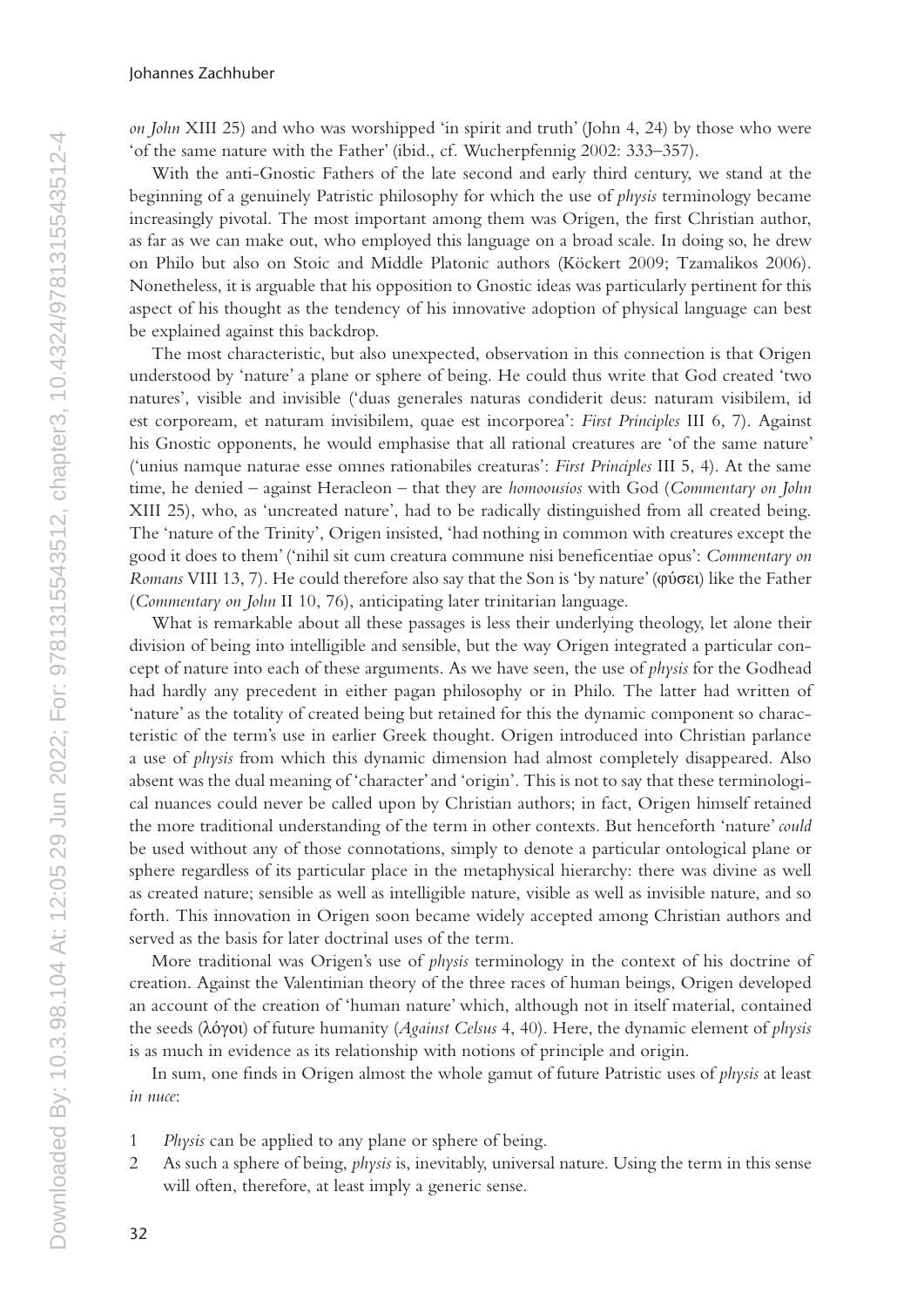*on John* XIII 25) and who was worshipped 'in spirit and truth' (John 4, 24) by those who were 'of the same nature with the Father' (ibid., cf. Wucherpfennig 2002: 333–357).

With the anti-Gnostic Fathers of the late second and early third century, we stand at the beginning of a genuinely Patristic philosophy for which the use of *physis* terminology became increasingly pivotal. The most important among them was Origen, the first Christian author, as far as we can make out, who employed this language on a broad scale. In doing so, he drew on Philo but also on Stoic and Middle Platonic authors (Köckert 2009; Tzamalikos 2006). Nonetheless, it is arguable that his opposition to Gnostic ideas was particularly pertinent for this aspect of his thought as the tendency of his innovative adoption of physical language can best be explained against this backdrop.

The most characteristic, but also unexpected, observation in this connection is that Origen understood by 'nature' a plane or sphere of being. He could thus write that God created 'two natures', visible and invisible ('duas generales naturas condiderit deus: naturam visibilem, id est corpoream, et naturam invisibilem, quae est incorporea': *First Principles* III 6, 7). Against his Gnostic opponents, he would emphasise that all rational creatures are 'of the same nature' ('unius namque naturae esse omnes rationabiles creaturas': *First Principles* III 5, 4). At the same time, he denied – against Heracleon – that they are *homoousios* with God (*Commentary on John* XIII 25), who, as 'uncreated nature', had to be radically distinguished from all created being. The 'nature of the Trinity', Origen insisted, 'had nothing in common with creatures except the good it does to them' ('nihil sit cum creatura commune nisi beneficentiae opus': *Commentary on Romans* VIII 13, 7). He could therefore also say that the Son is 'by nature' (φύσει) like the Father (*Commentary on John* II 10, 76), anticipating later trinitarian language.

What is remarkable about all these passages is less their underlying theology, let alone their division of being into intelligible and sensible, but the way Origen integrated a particular concept of nature into each of these arguments. As we have seen, the use of *physis* for the Godhead had hardly any precedent in either pagan philosophy or in Philo. The latter had written of 'nature' as the totality of created being but retained for this the dynamic component so characteristic of the term's use in earlier Greek thought. Origen introduced into Christian parlance a use of *physis* from which this dynamic dimension had almost completely disappeared. Also absent was the dual meaning of 'character' and 'origin'. This is not to say that these terminological nuances could never be called upon by Christian authors; in fact, Origen himself retained the more traditional understanding of the term in other contexts. But henceforth 'nature' *could* be used without any of those connotations, simply to denote a particular ontological plane or sphere regardless of its particular place in the metaphysical hierarchy: there was divine as well as created nature; sensible as well as intelligible nature, visible as well as invisible nature, and so forth. This innovation in Origen soon became widely accepted among Christian authors and served as the basis for later doctrinal uses of the term.

More traditional was Origen's use of *physis* terminology in the context of his doctrine of creation. Against the Valentinian theory of the three races of human beings, Origen developed an account of the creation of 'human nature' which, although not in itself material, contained the seeds (λόγοι) of future humanity (*Against Celsus* 4, 40). Here, the dynamic element of *physis* is as much in evidence as its relationship with notions of principle and origin.

In sum, one finds in Origen almost the whole gamut of future Patristic uses of *physis* at least *in nuce*:

1. *Physis* can be applied to any plane or sphere of being.
2. As such a sphere of being, *physis* is, inevitably, universal nature. Using the term in this sense will often, therefore, at least imply a generic sense.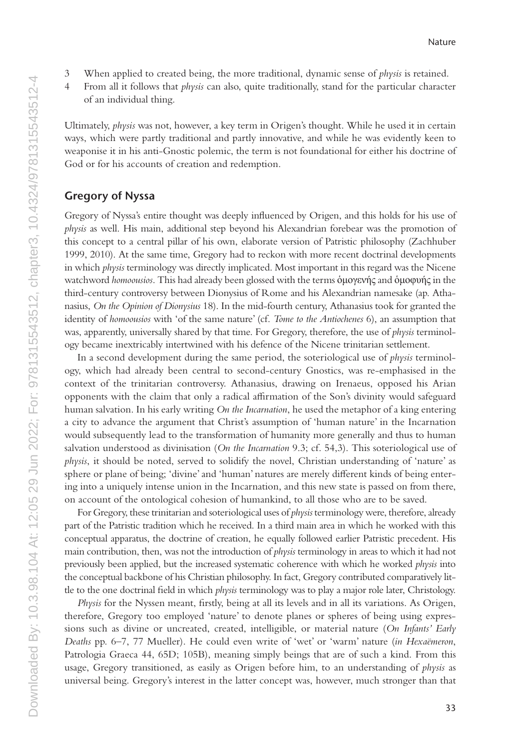3 When applied to created being, the more traditional, dynamic sense of *physis* is retained.
4 From all it follows that *physis* can also, quite traditionally, stand for the particular character of an individual thing.

Ultimately, *physis* was not, however, a key term in Origen's thought. While he used it in certain ways, which were partly traditional and partly innovative, and while he was evidently keen to weaponise it in his anti-Gnostic polemic, the term is not foundational for either his doctrine of God or for his accounts of creation and redemption.

## Gregory of Nyssa

Gregory of Nyssa's entire thought was deeply influenced by Origen, and this holds for his use of *physis* as well. His main, additional step beyond his Alexandrian forebear was the promotion of this concept to a central pillar of his own, elaborate version of Patristic philosophy (Zachhuber 1999, 2010). At the same time, Gregory had to reckon with more recent doctrinal developments in which *physis* terminology was directly implicated. Most important in this regard was the Nicene watchword *homoousios*. This had already been glossed with the terms ὁμογενής and ὁμοφυής in the third-century controversy between Dionysius of Rome and his Alexandrian namesake (ap. Athanasius, *On the Opinion of Dionysius* 18). In the mid-fourth century, Athanasius took for granted the identity of *homoousios* with 'of the same nature' (cf. *Tome to the Antiochenes* 6), an assumption that was, apparently, universally shared by that time. For Gregory, therefore, the use of *physis* terminology became inextricably intertwined with his defence of the Nicene trinitarian settlement.

In a second development during the same period, the soteriological use of *physis* terminology, which had already been central to second-century Gnostics, was re-emphasised in the context of the trinitarian controversy. Athanasius, drawing on Irenaeus, opposed his Arian opponents with the claim that only a radical affirmation of the Son's divinity would safeguard human salvation. In his early writing *On the Incarnation*, he used the metaphor of a king entering a city to advance the argument that Christ's assumption of 'human nature' in the Incarnation would subsequently lead to the transformation of humanity more generally and thus to human salvation understood as divinisation (*On the Incarnation* 9.3; cf. 54,3). This soteriological use of *physis*, it should be noted, served to solidify the novel, Christian understanding of 'nature' as sphere or plane of being; 'divine' and 'human' natures are merely different kinds of being entering into a uniquely intense union in the Incarnation, and this new state is passed on from there, on account of the ontological cohesion of humankind, to all those who are to be saved.

For Gregory, these trinitarian and soteriological uses of *physis* terminology were, therefore, already part of the Patristic tradition which he received. In a third main area in which he worked with this conceptual apparatus, the doctrine of creation, he equally followed earlier Patristic precedent. His main contribution, then, was not the introduction of *physis* terminology in areas to which it had not previously been applied, but the increased systematic coherence with which he worked *physis* into the conceptual backbone of his Christian philosophy. In fact, Gregory contributed comparatively little to the one doctrinal field in which *physis* terminology was to play a major role later, Christology.

*Physis* for the Nyssen meant, firstly, being at all its levels and in all its variations. As Origen, therefore, Gregory too employed 'nature' to denote planes or spheres of being using expressions such as divine or uncreated, created, intelligible, or material nature (*On Infants' Early Deaths* pp. 6–7, 77 Mueller). He could even write of 'wet' or 'warm' nature (*in Hexaëmeron*, Patrologia Graeca 44, 65D; 105B), meaning simply beings that are of such a kind. From this usage, Gregory transitioned, as easily as Origen before him, to an understanding of *physis* as universal being. Gregory's interest in the latter concept was, however, much stronger than that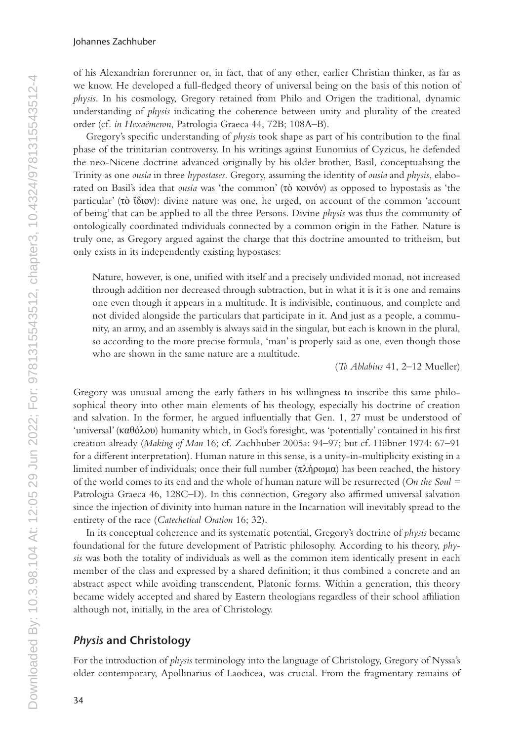of his Alexandrian forerunner or, in fact, that of any other, earlier Christian thinker, as far as we know. He developed a full-fledged theory of universal being on the basis of this notion of *physis*. In his cosmology, Gregory retained from Philo and Origen the traditional, dynamic understanding of *physis* indicating the coherence between unity and plurality of the created order (cf. *in Hexaëmeron*, Patrologia Graeca 44, 72B; 108A–B).

Gregory's specific understanding of *physis* took shape as part of his contribution to the final phase of the trinitarian controversy. In his writings against Eunomius of Cyzicus, he defended the neo-Nicene doctrine advanced originally by his older brother, Basil, conceptualising the Trinity as one *ousia* in three *hypostases*. Gregory, assuming the identity of *ousia* and *physis*, elaborated on Basil's idea that *ousia* was 'the common' (τὸ κοινόν) as opposed to hypostasis as 'the particular' (τὸ ἴδιον): divine nature was one, he urged, on account of the common 'account of being' that can be applied to all the three Persons. Divine *physis* was thus the community of ontologically coordinated individuals connected by a common origin in the Father. Nature is truly one, as Gregory argued against the charge that this doctrine amounted to tritheism, but only exists in its independently existing hypostases:

> Nature, however, is one, unified with itself and a precisely undivided monad, not increased through addition nor decreased through subtraction, but in what it is it is one and remains one even though it appears in a multitude. It is indivisible, continuous, and complete and not divided alongside the particulars that participate in it. And just as a people, a community, an army, and an assembly is always said in the singular, but each is known in the plural, so according to the more precise formula, 'man' is properly said as one, even though those who are shown in the same nature are a multitude.
>
> (*To Ablabius* 41, 2–12 Mueller)

Gregory was unusual among the early fathers in his willingness to inscribe this same philosophical theory into other main elements of his theology, especially his doctrine of creation and salvation. In the former, he argued influentially that Gen. 1, 27 must be understood of 'universal' (καθόλου) humanity which, in God's foresight, was 'potentially' contained in his first creation already (*Making of Man* 16; cf. Zachhuber 2005a: 94–97; but cf. Hübner 1974: 67–91 for a different interpretation). Human nature in this sense, is a unity-in-multiplicity existing in a limited number of individuals; once their full number (πλήρωμα) has been reached, the history of the world comes to its end and the whole of human nature will be resurrected (*On the Soul* = Patrologia Graeca 46, 128C–D). In this connection, Gregory also affirmed universal salvation since the injection of divinity into human nature in the Incarnation will inevitably spread to the entirety of the race (*Catechetical Oration* 16; 32).

In its conceptual coherence and its systematic potential, Gregory's doctrine of *physis* became foundational for the future development of Patristic philosophy. According to his theory, *physis* was both the totality of individuals as well as the common item identically present in each member of the class and expressed by a shared definition; it thus combined a concrete and an abstract aspect while avoiding transcendent, Platonic forms. Within a generation, this theory became widely accepted and shared by Eastern theologians regardless of their school affiliation although not, initially, in the area of Christology.

## *Physis* and Christology

For the introduction of *physis* terminology into the language of Christology, Gregory of Nyssa's older contemporary, Apollinarius of Laodicea, was crucial. From the fragmentary remains of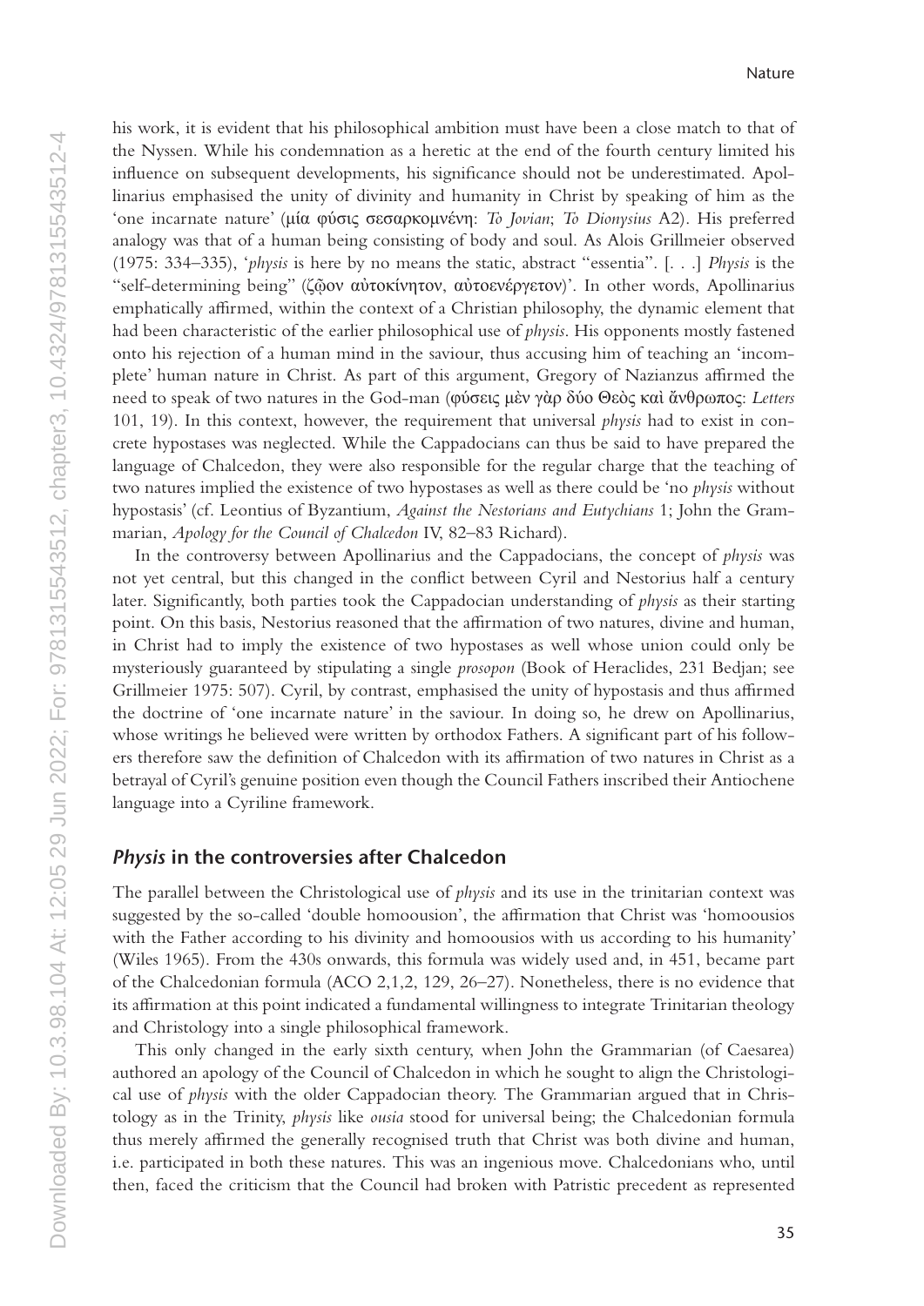his work, it is evident that his philosophical ambition must have been a close match to that of the Nyssen. While his condemnation as a heretic at the end of the fourth century limited his influence on subsequent developments, his significance should not be underestimated. Apollinarius emphasised the unity of divinity and humanity in Christ by speaking of him as the 'one incarnate nature' (μία φύσις σεσαρκωμένη: *To Jovian*; *To Dionysius* A2). His preferred analogy was that of a human being consisting of body and soul. As Alois Grillmeier observed (1975: 334–335), '*physis* is here by no means the static, abstract "essentia". [. . .] *Physis* is the "self-determining being" (ζῷον αὐτοκίνητον, αὐτοενέργετον)'. In other words, Apollinarius emphatically affirmed, within the context of a Christian philosophy, the dynamic element that had been characteristic of the earlier philosophical use of *physis*. His opponents mostly fastened onto his rejection of a human mind in the saviour, thus accusing him of teaching an 'incomplete' human nature in Christ. As part of this argument, Gregory of Nazianzus affirmed the need to speak of two natures in the God-man (φύσεις μὲν γὰρ δύο Θεὸς καὶ ἄνθρωπος: *Letters* 101, 19). In this context, however, the requirement that universal *physis* had to exist in concrete hypostases was neglected. While the Cappadocians can thus be said to have prepared the language of Chalcedon, they were also responsible for the regular charge that the teaching of two natures implied the existence of two hypostases as well as there could be 'no *physis* without hypostasis' (cf. Leontius of Byzantium, *Against the Nestorians and Eutychians* 1; John the Grammarian, *Apology for the Council of Chalcedon* IV, 82–83 Richard).

In the controversy between Apollinarius and the Cappadocians, the concept of *physis* was not yet central, but this changed in the conflict between Cyril and Nestorius half a century later. Significantly, both parties took the Cappadocian understanding of *physis* as their starting point. On this basis, Nestorius reasoned that the affirmation of two natures, divine and human, in Christ had to imply the existence of two hypostases as well whose union could only be mysteriously guaranteed by stipulating a single *prosopon* (Book of Heraclides, 231 Bedjan; see Grillmeier 1975: 507). Cyril, by contrast, emphasised the unity of hypostasis and thus affirmed the doctrine of 'one incarnate nature' in the saviour. In doing so, he drew on Apollinarius, whose writings he believed were written by orthodox Fathers. A significant part of his followers therefore saw the definition of Chalcedon with its affirmation of two natures in Christ as a betrayal of Cyril's genuine position even though the Council Fathers inscribed their Antiochene language into a Cyriline framework.

## *Physis* in the controversies after Chalcedon

The parallel between the Christological use of *physis* and its use in the trinitarian context was suggested by the so-called 'double homoousion', the affirmation that Christ was 'homoousios with the Father according to his divinity and homoousios with us according to his humanity' (Wiles 1965). From the 430s onwards, this formula was widely used and, in 451, became part of the Chalcedonian formula (ACO 2,1,2, 129, 26–27). Nonetheless, there is no evidence that its affirmation at this point indicated a fundamental willingness to integrate Trinitarian theology and Christology into a single philosophical framework.

This only changed in the early sixth century, when John the Grammarian (of Caesarea) authored an apology of the Council of Chalcedon in which he sought to align the Christological use of *physis* with the older Cappadocian theory. The Grammarian argued that in Christology as in the Trinity, *physis* like *ousia* stood for universal being; the Chalcedonian formula thus merely affirmed the generally recognised truth that Christ was both divine and human, i.e. participated in both these natures. This was an ingenious move. Chalcedonians who, until then, faced the criticism that the Council had broken with Patristic precedent as represented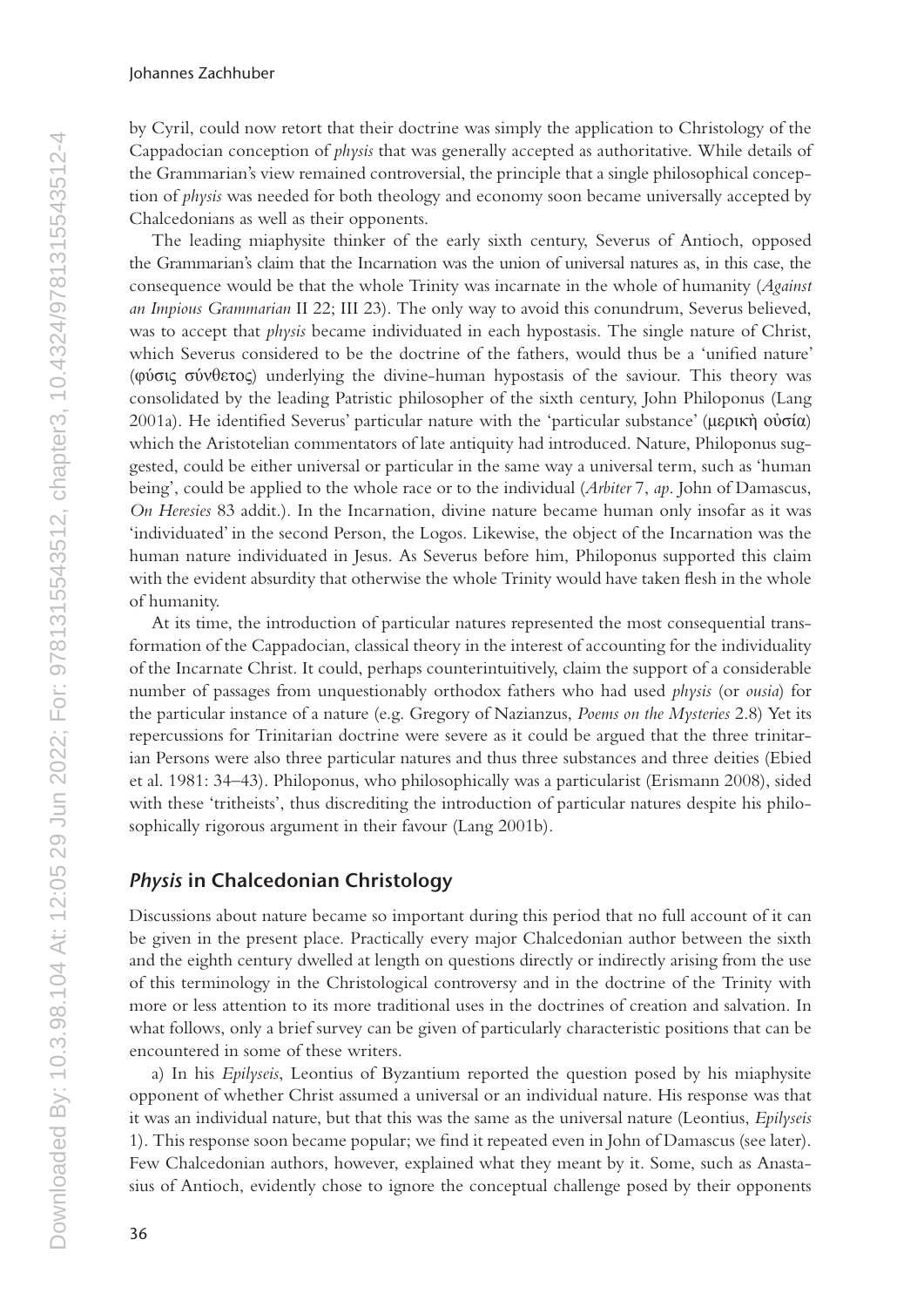by Cyril, could now retort that their doctrine was simply the application to Christology of the Cappadocian conception of *physis* that was generally accepted as authoritative. While details of the Grammarian's view remained controversial, the principle that a single philosophical conception of *physis* was needed for both theology and economy soon became universally accepted by Chalcedonians as well as their opponents.

The leading miaphysite thinker of the early sixth century, Severus of Antioch, opposed the Grammarian's claim that the Incarnation was the union of universal natures as, in this case, the consequence would be that the whole Trinity was incarnate in the whole of humanity (*Against an Impious Grammarian* II 22; III 23). The only way to avoid this conundrum, Severus believed, was to accept that *physis* became individuated in each hypostasis. The single nature of Christ, which Severus considered to be the doctrine of the fathers, would thus be a 'unified nature' (φύσις σύνθετος) underlying the divine-human hypostasis of the saviour. This theory was consolidated by the leading Patristic philosopher of the sixth century, John Philoponus (Lang 2001a). He identified Severus' particular nature with the 'particular substance' (μερικὴ οὐσία) which the Aristotelian commentators of late antiquity had introduced. Nature, Philoponus suggested, could be either universal or particular in the same way a universal term, such as 'human being', could be applied to the whole race or to the individual (*Arbiter* 7, *ap*. John of Damascus, *On Heresies* 83 addit.). In the Incarnation, divine nature became human only insofar as it was 'individuated' in the second Person, the Logos. Likewise, the object of the Incarnation was the human nature individuated in Jesus. As Severus before him, Philoponus supported this claim with the evident absurdity that otherwise the whole Trinity would have taken flesh in the whole of humanity.

At its time, the introduction of particular natures represented the most consequential transformation of the Cappadocian, classical theory in the interest of accounting for the individuality of the Incarnate Christ. It could, perhaps counterintuitively, claim the support of a considerable number of passages from unquestionably orthodox fathers who had used *physis* (or *ousia*) for the particular instance of a nature (e.g. Gregory of Nazianzus, *Poems on the Mysteries* 2.8) Yet its repercussions for Trinitarian doctrine were severe as it could be argued that the three trinitarian Persons were also three particular natures and thus three substances and three deities (Ebied et al. 1981: 34–43). Philoponus, who philosophically was a particularist (Erismann 2008), sided with these 'tritheists', thus discrediting the introduction of particular natures despite his philosophically rigorous argument in their favour (Lang 2001b).

## *Physis* in Chalcedonian Christology

Discussions about nature became so important during this period that no full account of it can be given in the present place. Practically every major Chalcedonian author between the sixth and the eighth century dwelled at length on questions directly or indirectly arising from the use of this terminology in the Christological controversy and in the doctrine of the Trinity with more or less attention to its more traditional uses in the doctrines of creation and salvation. In what follows, only a brief survey can be given of particularly characteristic positions that can be encountered in some of these writers.

a) In his *Epilyseis*, Leontius of Byzantium reported the question posed by his miaphysite opponent of whether Christ assumed a universal or an individual nature. His response was that it was an individual nature, but that this was the same as the universal nature (Leontius, *Epilyseis* 1). This response soon became popular; we find it repeated even in John of Damascus (see later). Few Chalcedonian authors, however, explained what they meant by it. Some, such as Anastasius of Antioch, evidently chose to ignore the conceptual challenge posed by their opponents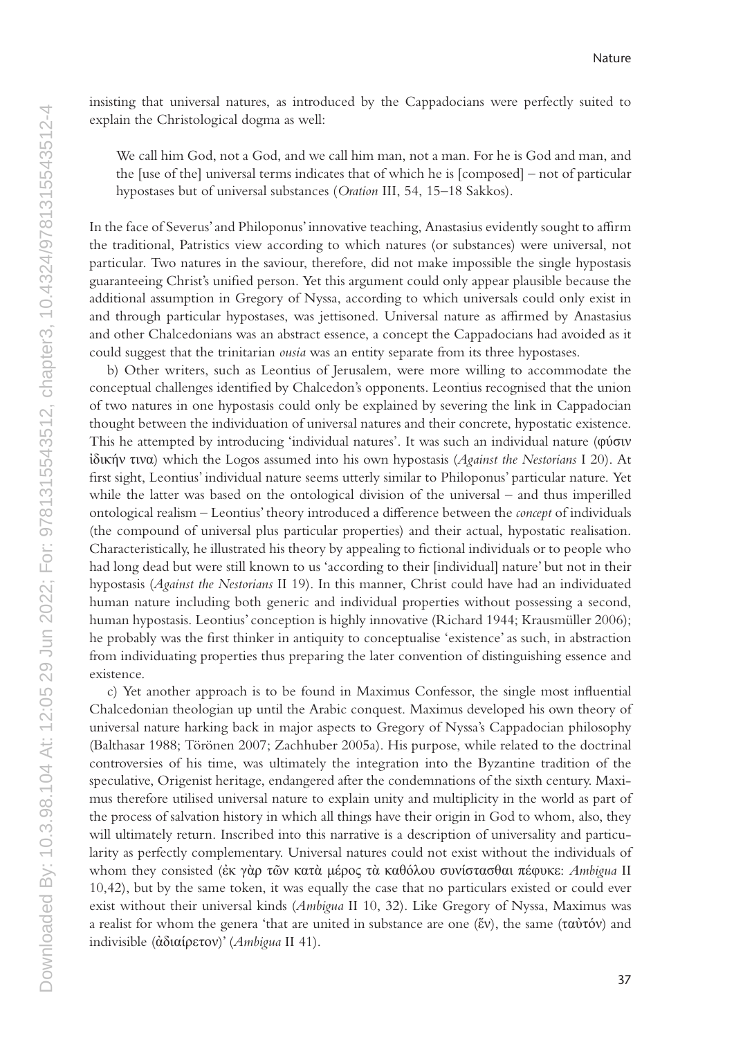insisting that universal natures, as introduced by the Cappadocians were perfectly suited to explain the Christological dogma as well:

> We call him God, not a God, and we call him man, not a man. For he is God and man, and the [use of the] universal terms indicates that of which he is [composed] – not of particular hypostases but of universal substances (*Oration* III, 54, 15–18 Sakkos).

In the face of Severus' and Philoponus' innovative teaching, Anastasius evidently sought to affirm the traditional, Patristics view according to which natures (or substances) were universal, not particular. Two natures in the saviour, therefore, did not make impossible the single hypostasis guaranteeing Christ's unified person. Yet this argument could only appear plausible because the additional assumption in Gregory of Nyssa, according to which universals could only exist in and through particular hypostases, was jettisoned. Universal nature as affirmed by Anastasius and other Chalcedonians was an abstract essence, a concept the Cappadocians had avoided as it could suggest that the trinitarian *ousia* was an entity separate from its three hypostases.

b) Other writers, such as Leontius of Jerusalem, were more willing to accommodate the conceptual challenges identified by Chalcedon's opponents. Leontius recognised that the union of two natures in one hypostasis could only be explained by severing the link in Cappadocian thought between the individuation of universal natures and their concrete, hypostatic existence. This he attempted by introducing 'individual natures'. It was such an individual nature (φύσιν ἰδικήν τινα) which the Logos assumed into his own hypostasis (*Against the Nestorians* I 20). At first sight, Leontius' individual nature seems utterly similar to Philoponus' particular nature. Yet while the latter was based on the ontological division of the universal – and thus imperilled ontological realism – Leontius' theory introduced a difference between the *concept* of individuals (the compound of universal plus particular properties) and their actual, hypostatic realisation. Characteristically, he illustrated his theory by appealing to fictional individuals or to people who had long dead but were still known to us 'according to their [individual] nature' but not in their hypostasis (*Against the Nestorians* II 19). In this manner, Christ could have had an individuated human nature including both generic and individual properties without possessing a second, human hypostasis. Leontius' conception is highly innovative (Richard 1944; Krausmüller 2006); he probably was the first thinker in antiquity to conceptualise 'existence' as such, in abstraction from individuating properties thus preparing the later convention of distinguishing essence and existence.

c) Yet another approach is to be found in Maximus Confessor, the single most influential Chalcedonian theologian up until the Arabic conquest. Maximus developed his own theory of universal nature harking back in major aspects to Gregory of Nyssa's Cappadocian philosophy (Balthasar 1988; Törönen 2007; Zachhuber 2005a). His purpose, while related to the doctrinal controversies of his time, was ultimately the integration into the Byzantine tradition of the speculative, Origenist heritage, endangered after the condemnations of the sixth century. Maximus therefore utilised universal nature to explain unity and multiplicity in the world as part of the process of salvation history in which all things have their origin in God to whom, also, they will ultimately return. Inscribed into this narrative is a description of universality and particularity as perfectly complementary. Universal natures could not exist without the individuals of whom they consisted (ἐκ γὰρ τῶν κατὰ μέρος τὰ καθόλου συνίστασθαι πέφυκε: *Ambigua* II 10,42), but by the same token, it was equally the case that no particulars existed or could ever exist without their universal kinds (*Ambigua* II 10, 32). Like Gregory of Nyssa, Maximus was a realist for whom the genera 'that are united in substance are one (ἕν), the same (ταὐτόν) and indivisible (ἀδιαίρετον)' (*Ambigua* II 41).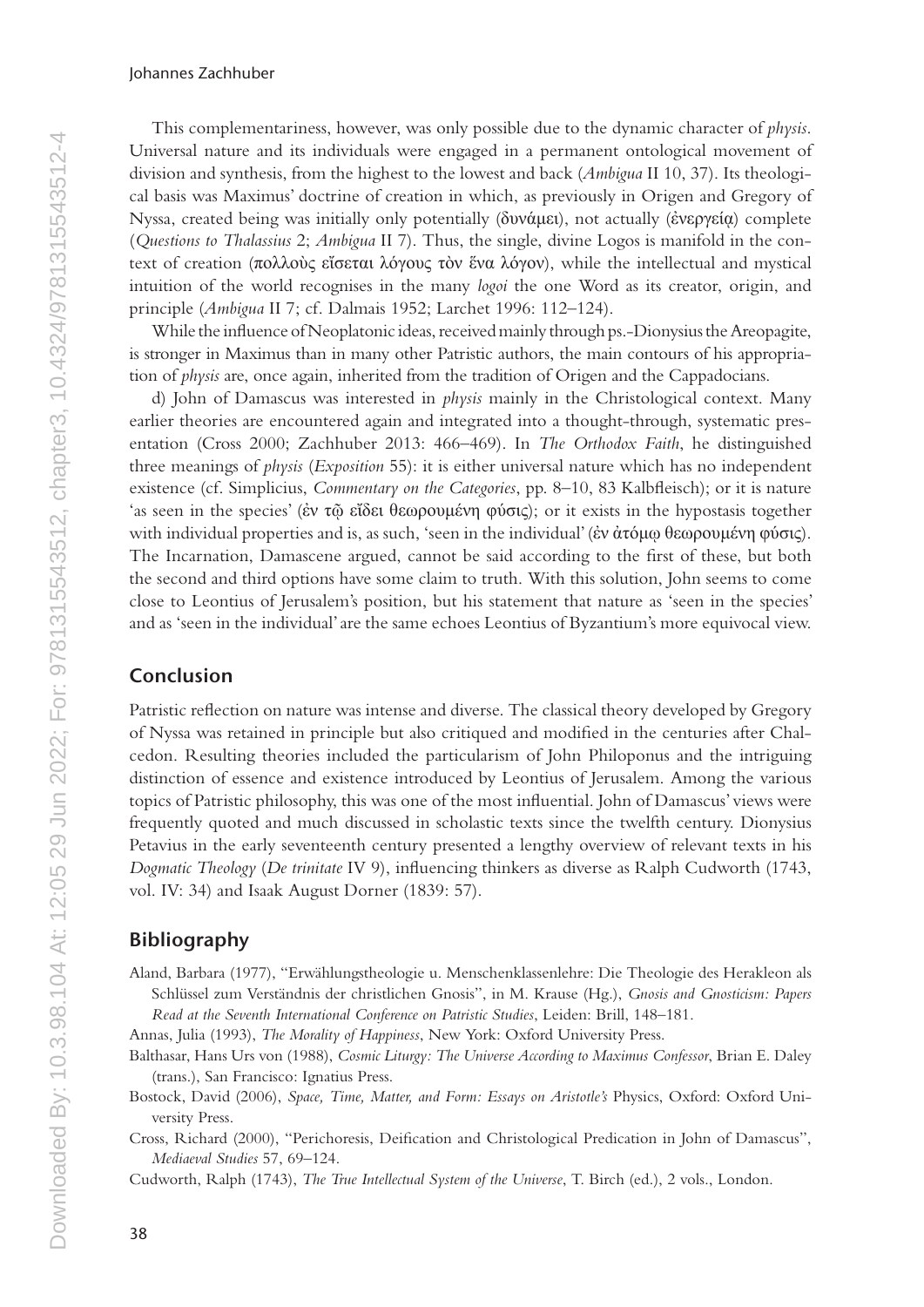This complementariness, however, was only possible due to the dynamic character of *physis*. Universal nature and its individuals were engaged in a permanent ontological movement of division and synthesis, from the highest to the lowest and back (*Ambigua* II 10, 37). Its theological basis was Maximus' doctrine of creation in which, as previously in Origen and Gregory of Nyssa, created being was initially only potentially (δυνάμει), not actually (ἐνεργείᾳ) complete (*Questions to Thalassius* 2; *Ambigua* II 7). Thus, the single, divine Logos is manifold in the context of creation (πολλοὺς εἴσεται λόγους τὸν ἕνα λόγον), while the intellectual and mystical intuition of the world recognises in the many *logoi* the one Word as its creator, origin, and principle (*Ambigua* II 7; cf. Dalmais 1952; Larchet 1996: 112–124).

While the influence of Neoplatonic ideas, received mainly through ps.-Dionysius the Areopagite, is stronger in Maximus than in many other Patristic authors, the main contours of his appropriation of *physis* are, once again, inherited from the tradition of Origen and the Cappadocians.

d) John of Damascus was interested in *physis* mainly in the Christological context. Many earlier theories are encountered again and integrated into a thought-through, systematic presentation (Cross 2000; Zachhuber 2013: 466–469). In *The Orthodox Faith*, he distinguished three meanings of *physis* (*Exposition* 55): it is either universal nature which has no independent existence (cf. Simplicius, *Commentary on the Categories*, pp. 8–10, 83 Kalbfleisch); or it is nature 'as seen in the species' (ἐν τῷ εἴδει θεωρουμένη φύσις); or it exists in the hypostasis together with individual properties and is, as such, 'seen in the individual' (ἐν ἀτόμῳ θεωρουμένη φύσις). The Incarnation, Damascene argued, cannot be said according to the first of these, but both the second and third options have some claim to truth. With this solution, John seems to come close to Leontius of Jerusalem's position, but his statement that nature as 'seen in the species' and as 'seen in the individual' are the same echoes Leontius of Byzantium's more equivocal view.

## Conclusion

Patristic reflection on nature was intense and diverse. The classical theory developed by Gregory of Nyssa was retained in principle but also critiqued and modified in the centuries after Chalcedon. Resulting theories included the particularism of John Philoponus and the intriguing distinction of essence and existence introduced by Leontius of Jerusalem. Among the various topics of Patristic philosophy, this was one of the most influential. John of Damascus' views were frequently quoted and much discussed in scholastic texts since the twelfth century. Dionysius Petavius in the early seventeenth century presented a lengthy overview of relevant texts in his *Dogmatic Theology* (*De trinitate* IV 9), influencing thinkers as diverse as Ralph Cudworth (1743, vol. IV: 34) and Isaak August Dorner (1839: 57).

## Bibliography

Aland, Barbara (1977), "Erwählungstheologie u. Menschenklassenlehre: Die Theologie des Herakleon als Schlüssel zum Verständnis der christlichen Gnosis", in M. Krause (Hg.), *Gnosis and Gnosticism: Papers Read at the Seventh International Conference on Patristic Studies*, Leiden: Brill, 148–181.

Annas, Julia (1993), *The Morality of Happiness*, New York: Oxford University Press.

Balthasar, Hans Urs von (1988), *Cosmic Liturgy: The Universe According to Maximus Confessor*, Brian E. Daley (trans.), San Francisco: Ignatius Press.

Bostock, David (2006), *Space, Time, Matter, and Form: Essays on Aristotle's* Physics, Oxford: Oxford University Press.

Cross, Richard (2000), "Perichoresis, Deification and Christological Predication in John of Damascus", *Mediaeval Studies* 57, 69–124.

Cudworth, Ralph (1743), *The True Intellectual System of the Universe*, T. Birch (ed.), 2 vols., London.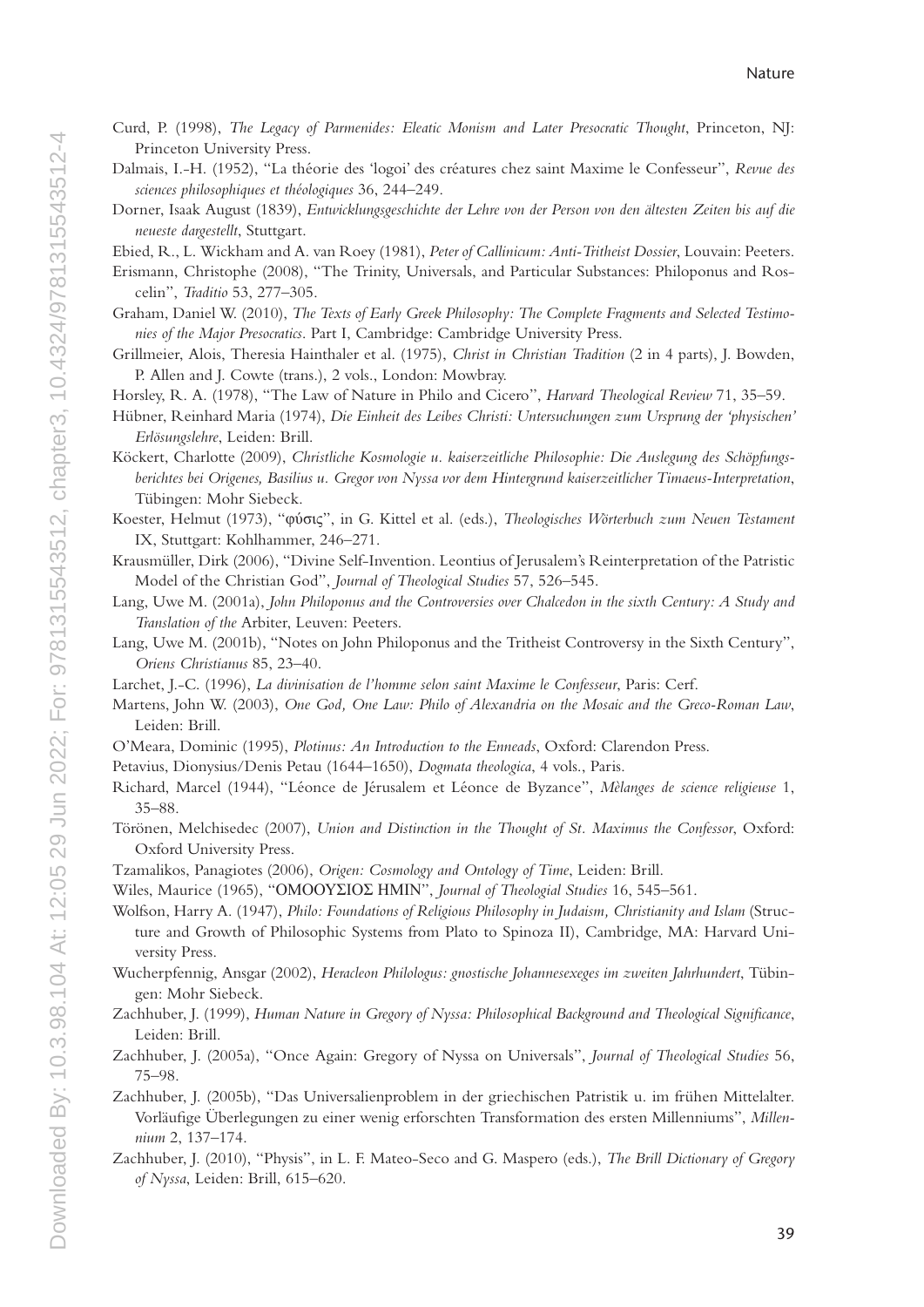Curd, P. (1998), *The Legacy of Parmenides: Eleatic Monism and Later Presocratic Thought*, Princeton, NJ: Princeton University Press.

Dalmais, I.-H. (1952), "La théorie des 'logoi' des créatures chez saint Maxime le Confesseur", *Revue des sciences philosophiques et théologiques* 36, 244–249.

Dorner, Isaak August (1839), *Entwicklungsgeschichte der Lehre von der Person von den ältesten Zeiten bis auf die neueste dargestellt*, Stuttgart.

Ebied, R., L. Wickham and A. van Roey (1981), *Peter of Callinicum: Anti-Tritheist Dossier*, Louvain: Peeters.

Erismann, Christophe (2008), "The Trinity, Universals, and Particular Substances: Philoponus and Roscelin", *Traditio* 53, 277–305.

Graham, Daniel W. (2010), *The Texts of Early Greek Philosophy: The Complete Fragments and Selected Testimonies of the Major Presocratics*. Part I, Cambridge: Cambridge University Press.

Grillmeier, Alois, Theresia Hainthaler et al. (1975), *Christ in Christian Tradition* (2 in 4 parts), J. Bowden, P. Allen and J. Cowte (trans.), 2 vols., London: Mowbray.

Horsley, R. A. (1978), "The Law of Nature in Philo and Cicero", *Harvard Theological Review* 71, 35–59.

Hübner, Reinhard Maria (1974), *Die Einheit des Leibes Christi: Untersuchungen zum Ursprung der 'physischen' Erlösungslehre*, Leiden: Brill.

Köckert, Charlotte (2009), *Christliche Kosmologie u. kaiserzeitliche Philosophie: Die Auslegung des Schöpfungsberichtes bei Origenes, Basilius u. Gregor von Nyssa vor dem Hintergrund kaiserzeitlicher Timaeus-Interpretation*, Tübingen: Mohr Siebeck.

Koester, Helmut (1973), "φύσις", in G. Kittel et al. (eds.), *Theologisches Wörterbuch zum Neuen Testament* IX, Stuttgart: Kohlhammer, 246–271.

Krausmüller, Dirk (2006), "Divine Self-Invention. Leontius of Jerusalem's Reinterpretation of the Patristic Model of the Christian God", *Journal of Theological Studies* 57, 526–545.

Lang, Uwe M. (2001a), *John Philoponus and the Controversies over Chalcedon in the sixth Century: A Study and Translation of the* Arbiter, Leuven: Peeters.

Lang, Uwe M. (2001b), "Notes on John Philoponus and the Tritheist Controversy in the Sixth Century", *Oriens Christianus* 85, 23–40.

Larchet, J.-C. (1996), *La divinisation de l'homme selon saint Maxime le Confesseur*, Paris: Cerf.

Martens, John W. (2003), *One God, One Law: Philo of Alexandria on the Mosaic and the Greco-Roman Law*, Leiden: Brill.

O'Meara, Dominic (1995), *Plotinus: An Introduction to the Enneads*, Oxford: Clarendon Press.

Petavius, Dionysius/Denis Petau (1644–1650), *Dogmata theologica*, 4 vols., Paris.

Richard, Marcel (1944), "Léonce de Jérusalem et Léonce de Byzance", *Mèlanges de science religieuse* 1, 35–88.

Törönen, Melchisedec (2007), *Union and Distinction in the Thought of St. Maximus the Confessor*, Oxford: Oxford University Press.

Tzamalikos, Panagiotes (2006), *Origen: Cosmology and Ontology of Time*, Leiden: Brill.

Wiles, Maurice (1965), "ΟΜΟΟΥΣΙΟΣ ΗΜΙΝ", *Journal of Theologial Studies* 16, 545–561.

Wolfson, Harry A. (1947), *Philo: Foundations of Religious Philosophy in Judaism, Christianity and Islam* (Structure and Growth of Philosophic Systems from Plato to Spinoza II), Cambridge, MA: Harvard University Press.

Wucherpfennig, Ansgar (2002), *Heracleon Philologus: gnostische Johannesexeges im zweiten Jahrhundert*, Tübingen: Mohr Siebeck.

Zachhuber, J. (1999), *Human Nature in Gregory of Nyssa: Philosophical Background and Theological Significance*, Leiden: Brill.

Zachhuber, J. (2005a), "Once Again: Gregory of Nyssa on Universals", *Journal of Theological Studies* 56, 75–98.

Zachhuber, J. (2005b), "Das Universalienproblem in der griechischen Patristik u. im frühen Mittelalter. Vorläufige Überlegungen zu einer wenig erforschten Transformation des ersten Millenniums", *Millennium* 2, 137–174.

Zachhuber, J. (2010), "Physis", in L. F. Mateo-Seco and G. Maspero (eds.), *The Brill Dictionary of Gregory of Nyssa*, Leiden: Brill, 615–620.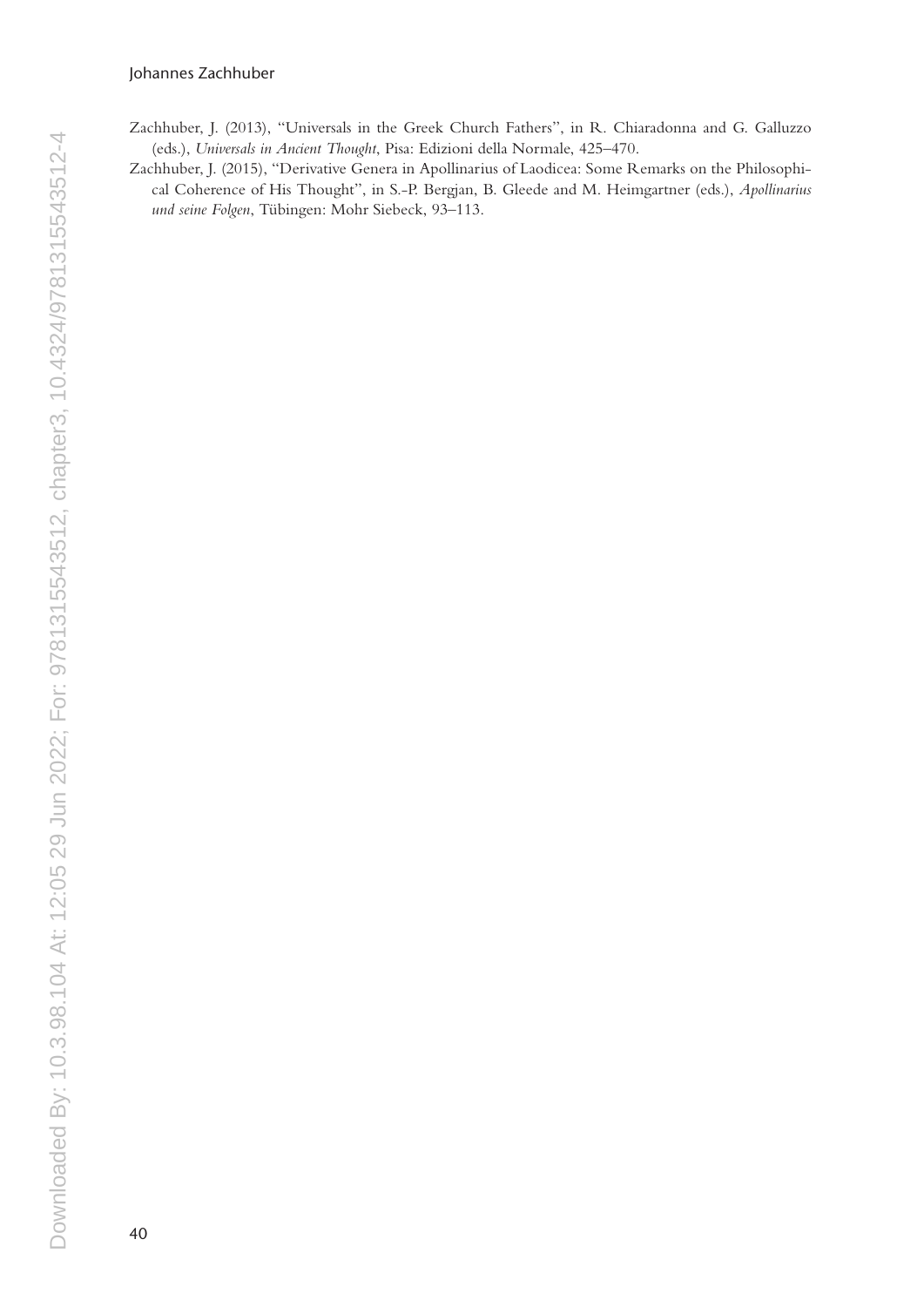Zachhuber, J. (2013), "Universals in the Greek Church Fathers", in R. Chiaradonna and G. Galluzzo (eds.), *Universals in Ancient Thought*, Pisa: Edizioni della Normale, 425–470.

Zachhuber, J. (2015), "Derivative Genera in Apollinarius of Laodicea: Some Remarks on the Philosophical Coherence of His Thought", in S.-P. Bergjan, B. Gleede and M. Heimgartner (eds.), *Apollinarius und seine Folgen*, Tübingen: Mohr Siebeck, 93–113.